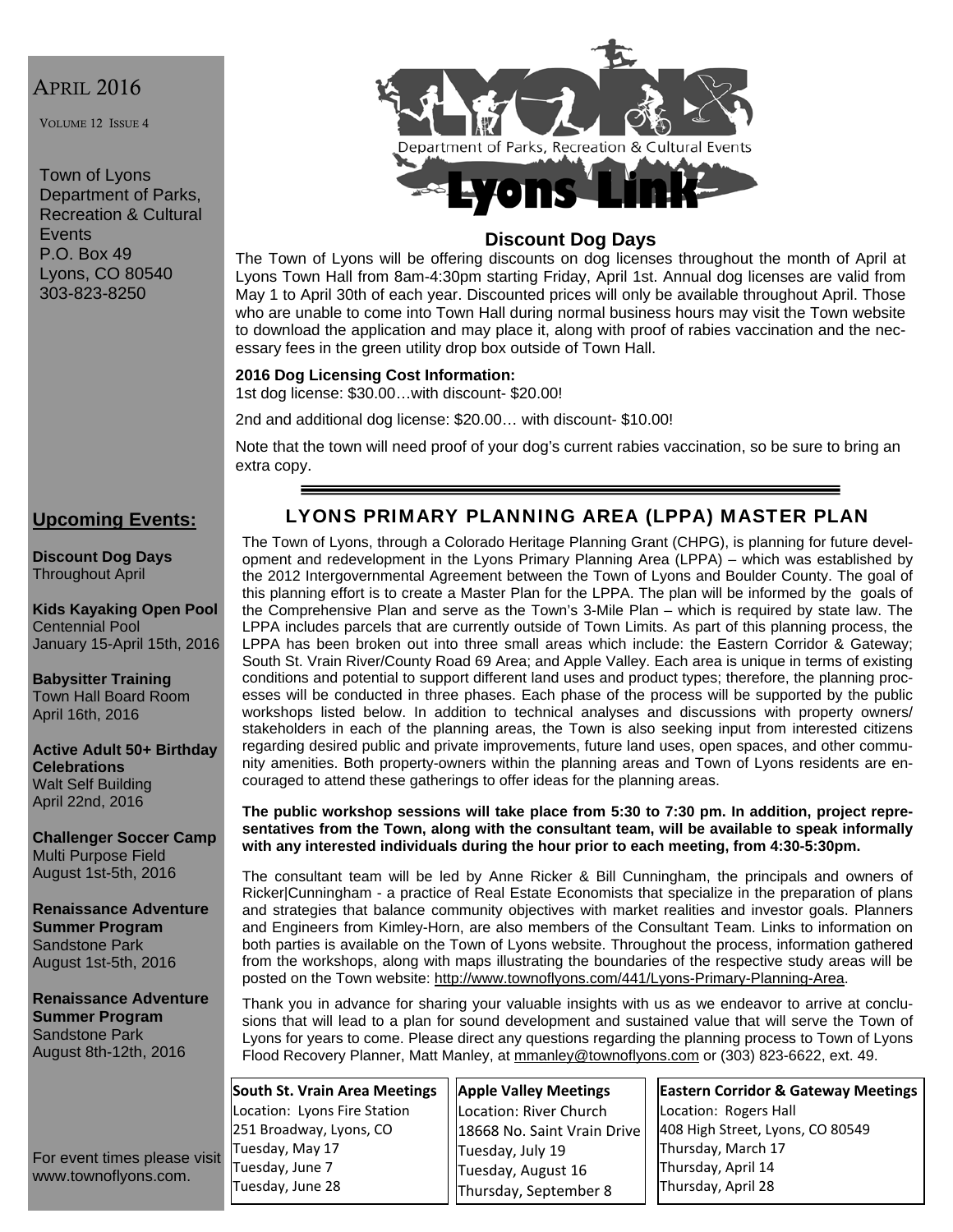April 2016

Volume 12 Issue 4

Town of Lyons
Department of Parks, Recreation & Cultural Events
P.O. Box 49
Lyons, CO 80540
303-823-8250

# Lyons Link

Department of Parks, Recreation & Cultural Events

## Discount Dog Days

The Town of Lyons will be offering discounts on dog licenses throughout the month of April at Lyons Town Hall from 8am-4:30pm starting Friday, April 1st. Annual dog licenses are valid from May 1 to April 30th of each year. Discounted prices will only be available throughout April. Those who are unable to come into Town Hall during normal business hours may visit the Town website to download the application and may place it, along with proof of rabies vaccination and the necessary fees in the green utility drop box outside of Town Hall.

**2016 Dog Licensing Cost Information:**

1st dog license: $30.00…with discount- $20.00!

2nd and additional dog license: $20.00… with discount- $10.00!

Note that the town will need proof of your dog's current rabies vaccination, so be sure to bring an extra copy.

## LYONS PRIMARY PLANNING AREA (LPPA) MASTER PLAN

The Town of Lyons, through a Colorado Heritage Planning Grant (CHPG), is planning for future development and redevelopment in the Lyons Primary Planning Area (LPPA) – which was established by the 2012 Intergovernmental Agreement between the Town of Lyons and Boulder County. The goal of this planning effort is to create a Master Plan for the LPPA. The plan will be informed by the goals of the Comprehensive Plan and serve as the Town's 3-Mile Plan – which is required by state law. The LPPA includes parcels that are currently outside of Town Limits. As part of this planning process, the LPPA has been broken out into three small areas which include: the Eastern Corridor & Gateway; South St. Vrain River/County Road 69 Area; and Apple Valley. Each area is unique in terms of existing conditions and potential to support different land uses and product types; therefore, the planning processes will be conducted in three phases. Each phase of the process will be supported by the public workshops listed below. In addition to technical analyses and discussions with property owners/stakeholders in each of the planning areas, the Town is also seeking input from interested citizens regarding desired public and private improvements, future land uses, open spaces, and other community amenities. Both property-owners within the planning areas and Town of Lyons residents are encouraged to attend these gatherings to offer ideas for the planning areas.

**The public workshop sessions will take place from 5:30 to 7:30 pm. In addition, project representatives from the Town, along with the consultant team, will be available to speak informally with any interested individuals during the hour prior to each meeting, from 4:30-5:30pm.**

The consultant team will be led by Anne Ricker & Bill Cunningham, the principals and owners of Ricker|Cunningham - a practice of Real Estate Economists that specialize in the preparation of plans and strategies that balance community objectives with market realities and investor goals. Planners and Engineers from Kimley-Horn, are also members of the Consultant Team. Links to information on both parties is available on the Town of Lyons website. Throughout the process, information gathered from the workshops, along with maps illustrating the boundaries of the respective study areas will be posted on the Town website: http://www.townoflyons.com/441/Lyons-Primary-Planning-Area.

Thank you in advance for sharing your valuable insights with us as we endeavor to arrive at conclusions that will lead to a plan for sound development and sustained value that will serve the Town of Lyons for years to come. Please direct any questions regarding the planning process to Town of Lyons Flood Recovery Planner, Matt Manley, at mmanley@townoflyons.com or (303) 823-6622, ext. 49.

**South St. Vrain Area Meetings**
Location: Lyons Fire Station
251 Broadway, Lyons, CO
Tuesday, May 17
Tuesday, June 7
Tuesday, June 28

**Apple Valley Meetings**
Location: River Church
18668 No. Saint Vrain Drive
Tuesday, July 19
Tuesday, August 16
Thursday, September 8

**Eastern Corridor & Gateway Meetings**
Location: Rogers Hall
408 High Street, Lyons, CO 80549
Thursday, March 17
Thursday, April 14
Thursday, April 28

## Upcoming Events:

**Discount Dog Days**
Throughout April

**Kids Kayaking Open Pool**
Centennial Pool
January 15-April 15th, 2016

**Babysitter Training**
Town Hall Board Room
April 16th, 2016

**Active Adult 50+ Birthday Celebrations**
Walt Self Building
April 22nd, 2016

**Challenger Soccer Camp**
Multi Purpose Field
August 1st-5th, 2016

**Renaissance Adventure Summer Program**
Sandstone Park
August 1st-5th, 2016

**Renaissance Adventure Summer Program**
Sandstone Park
August 8th-12th, 2016

For event times please visit www.townoflyons.com.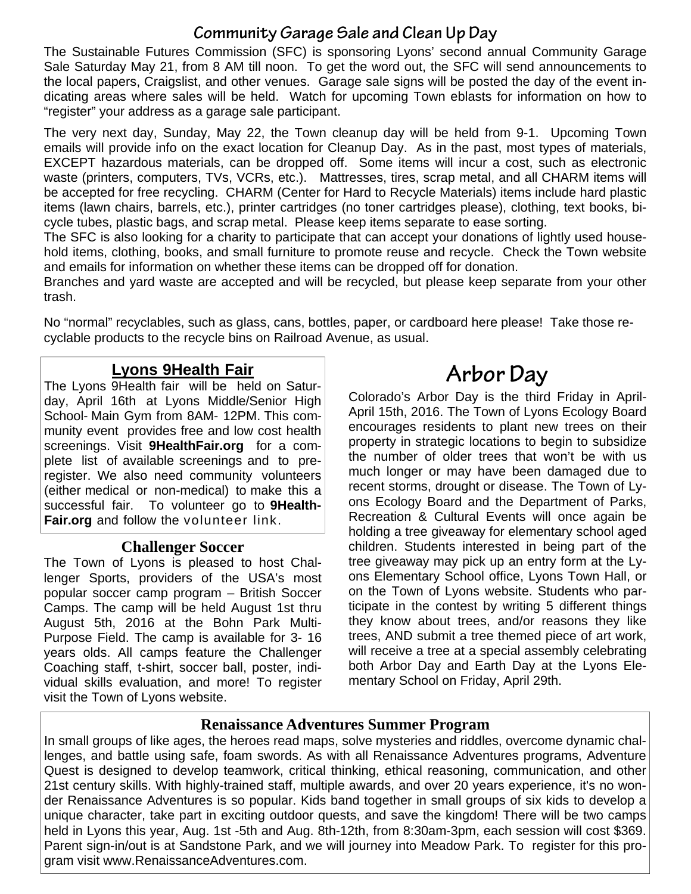## Community Garage Sale and Clean Up Day

The Sustainable Futures Commission (SFC) is sponsoring Lyons' second annual Community Garage Sale Saturday May 21, from 8 AM till noon. To get the word out, the SFC will send announcements to the local papers, Craigslist, and other venues. Garage sale signs will be posted the day of the event indicating areas where sales will be held. Watch for upcoming Town eblasts for information on how to "register" your address as a garage sale participant.

The very next day, Sunday, May 22, the Town cleanup day will be held from 9-1. Upcoming Town emails will provide info on the exact location for Cleanup Day. As in the past, most types of materials, EXCEPT hazardous materials, can be dropped off. Some items will incur a cost, such as electronic waste (printers, computers, TVs, VCRs, etc.). Mattresses, tires, scrap metal, and all CHARM items will be accepted for free recycling. CHARM (Center for Hard to Recycle Materials) items include hard plastic items (lawn chairs, barrels, etc.), printer cartridges (no toner cartridges please), clothing, text books, bicycle tubes, plastic bags, and scrap metal. Please keep items separate to ease sorting.

The SFC is also looking for a charity to participate that can accept your donations of lightly used household items, clothing, books, and small furniture to promote reuse and recycle. Check the Town website and emails for information on whether these items can be dropped off for donation.

Branches and yard waste are accepted and will be recycled, but please keep separate from your other trash.

No "normal" recyclables, such as glass, cans, bottles, paper, or cardboard here please! Take those recyclable products to the recycle bins on Railroad Avenue, as usual.

### Lyons 9Health Fair

The Lyons 9Health fair will be held on Saturday, April 16th at Lyons Middle/Senior High School- Main Gym from 8AM- 12PM. This community event provides free and low cost health screenings. Visit **9HealthFair.org** for a complete list of available screenings and to pre-register. We also need community volunteers (either medical or non-medical) to make this a successful fair. To volunteer go to **9HealthFair.org** and follow the volunteer link.

### Challenger Soccer

The Town of Lyons is pleased to host Challenger Sports, providers of the USA's most popular soccer camp program – British Soccer Camps. The camp will be held August 1st thru August 5th, 2016 at the Bohn Park Multi-Purpose Field. The camp is available for 3- 16 years olds. All camps feature the Challenger Coaching staff, t-shirt, soccer ball, poster, individual skills evaluation, and more! To register visit the Town of Lyons website.

## Arbor Day

Colorado's Arbor Day is the third Friday in April-April 15th, 2016. The Town of Lyons Ecology Board encourages residents to plant new trees on their property in strategic locations to begin to subsidize the number of older trees that won't be with us much longer or may have been damaged due to recent storms, drought or disease. The Town of Lyons Ecology Board and the Department of Parks, Recreation & Cultural Events will once again be holding a tree giveaway for elementary school aged children. Students interested in being part of the tree giveaway may pick up an entry form at the Lyons Elementary School office, Lyons Town Hall, or on the Town of Lyons website. Students who participate in the contest by writing 5 different things they know about trees, and/or reasons they like trees, AND submit a tree themed piece of art work, will receive a tree at a special assembly celebrating both Arbor Day and Earth Day at the Lyons Elementary School on Friday, April 29th.

### Renaissance Adventures Summer Program

In small groups of like ages, the heroes read maps, solve mysteries and riddles, overcome dynamic challenges, and battle using safe, foam swords. As with all Renaissance Adventures programs, Adventure Quest is designed to develop teamwork, critical thinking, ethical reasoning, communication, and other 21st century skills. With highly-trained staff, multiple awards, and over 20 years experience, it's no wonder Renaissance Adventures is so popular. Kids band together in small groups of six kids to develop a unique character, take part in exciting outdoor quests, and save the kingdom! There will be two camps held in Lyons this year, Aug. 1st -5th and Aug. 8th-12th, from 8:30am-3pm, each session will cost $369. Parent sign-in/out is at Sandstone Park, and we will journey into Meadow Park. To register for this program visit www.RenaissanceAdventures.com.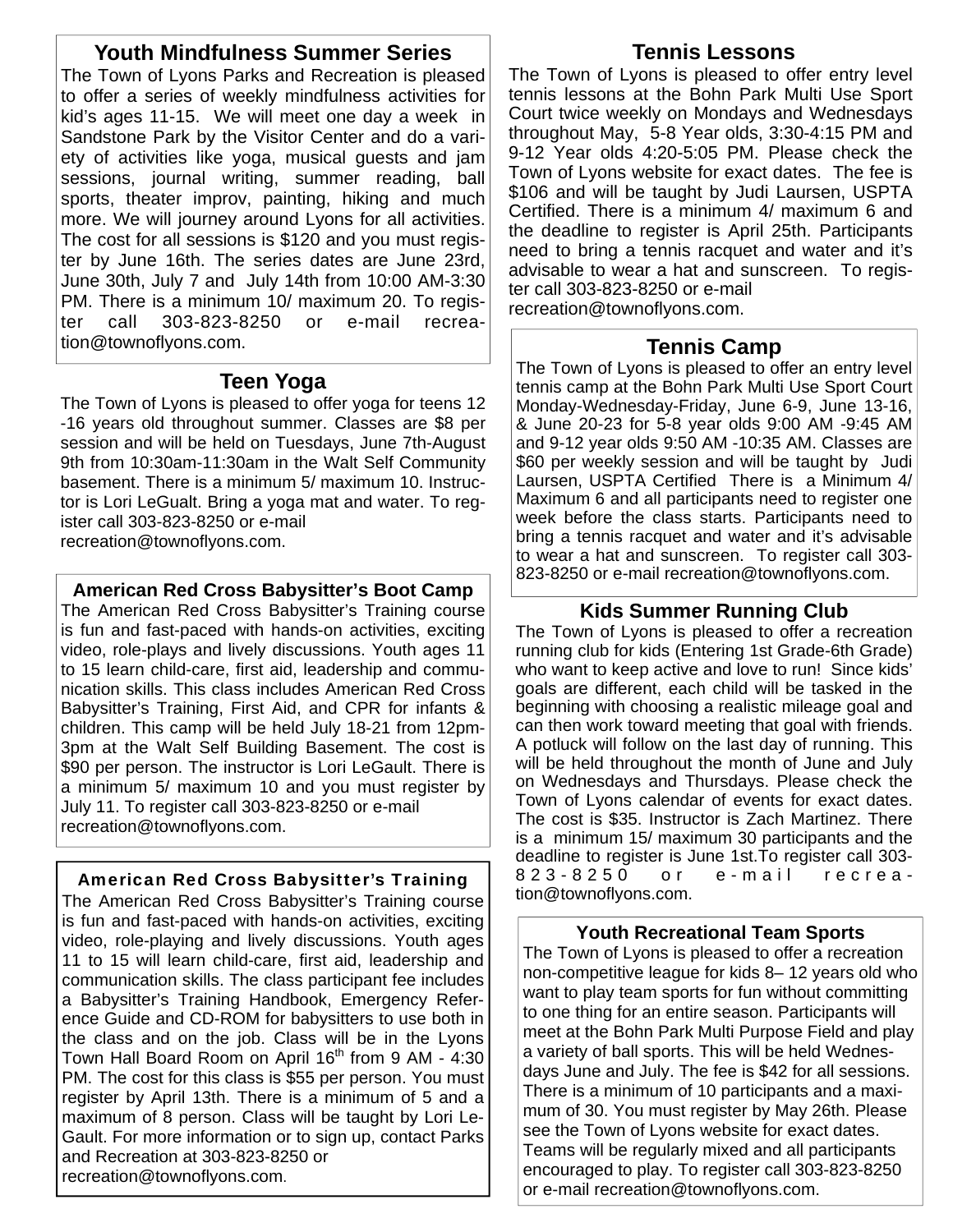## Youth Mindfulness Summer Series

The Town of Lyons Parks and Recreation is pleased to offer a series of weekly mindfulness activities for kid's ages 11-15. We will meet one day a week in Sandstone Park by the Visitor Center and do a variety of activities like yoga, musical guests and jam sessions, journal writing, summer reading, ball sports, theater improv, painting, hiking and much more. We will journey around Lyons for all activities. The cost for all sessions is $120 and you must register by June 16th. The series dates are June 23rd, June 30th, July 7 and July 14th from 10:00 AM-3:30 PM. There is a minimum 10/ maximum 20. To register call 303-823-8250 or e-mail recreation@townoflyons.com.

## Teen Yoga

The Town of Lyons is pleased to offer yoga for teens 12-16 years old throughout summer. Classes are $8 per session and will be held on Tuesdays, June 7th-August 9th from 10:30am-11:30am in the Walt Self Community basement. There is a minimum 5/ maximum 10. Instructor is Lori LeGualt. Bring a yoga mat and water. To register call 303-823-8250 or e-mail recreation@townoflyons.com.

## American Red Cross Babysitter's Boot Camp

The American Red Cross Babysitter's Training course is fun and fast-paced with hands-on activities, exciting video, role-plays and lively discussions. Youth ages 11 to 15 learn child-care, first aid, leadership and communication skills. This class includes American Red Cross Babysitter's Training, First Aid, and CPR for infants & children. This camp will be held July 18-21 from 12pm-3pm at the Walt Self Building Basement. The cost is $90 per person. The instructor is Lori LeGault. There is a minimum 5/ maximum 10 and you must register by July 11. To register call 303-823-8250 or e-mail recreation@townoflyons.com.

## American Red Cross Babysitter's Training

The American Red Cross Babysitter's Training course is fun and fast-paced with hands-on activities, exciting video, role-playing and lively discussions. Youth ages 11 to 15 will learn child-care, first aid, leadership and communication skills. The class participant fee includes a Babysitter's Training Handbook, Emergency Reference Guide and CD-ROM for babysitters to use both in the class and on the job. Class will be in the Lyons Town Hall Board Room on April 16th from 9 AM - 4:30 PM. The cost for this class is $55 per person. You must register by April 13th. There is a minimum of 5 and a maximum of 8 person. Class will be taught by Lori LeGault. For more information or to sign up, contact Parks and Recreation at 303-823-8250 or recreation@townoflyons.com.

## Tennis Lessons

The Town of Lyons is pleased to offer entry level tennis lessons at the Bohn Park Multi Use Sport Court twice weekly on Mondays and Wednesdays throughout May, 5-8 Year olds, 3:30-4:15 PM and 9-12 Year olds 4:20-5:05 PM. Please check the Town of Lyons website for exact dates. The fee is $106 and will be taught by Judi Laursen, USPTA Certified. There is a minimum 4/ maximum 6 and the deadline to register is April 25th. Participants need to bring a tennis racquet and water and it's advisable to wear a hat and sunscreen. To register call 303-823-8250 or e-mail recreation@townoflyons.com.

## Tennis Camp

The Town of Lyons is pleased to offer an entry level tennis camp at the Bohn Park Multi Use Sport Court Monday-Wednesday-Friday, June 6-9, June 13-16, & June 20-23 for 5-8 year olds 9:00 AM -9:45 AM and 9-12 year olds 9:50 AM -10:35 AM. Classes are $60 per weekly session and will be taught by Judi Laursen, USPTA Certified There is a Minimum 4/ Maximum 6 and all participants need to register one week before the class starts. Participants need to bring a tennis racquet and water and it's advisable to wear a hat and sunscreen. To register call 303-823-8250 or e-mail recreation@townoflyons.com.

## Kids Summer Running Club

The Town of Lyons is pleased to offer a recreation running club for kids (Entering 1st Grade-6th Grade) who want to keep active and love to run! Since kids' goals are different, each child will be tasked in the beginning with choosing a realistic mileage goal and can then work toward meeting that goal with friends. A potluck will follow on the last day of running. This will be held throughout the month of June and July on Wednesdays and Thursdays. Please check the Town of Lyons calendar of events for exact dates. The cost is $35. Instructor is Zach Martinez. There is a minimum 15/ maximum 30 participants and the deadline to register is June 1st.To register call 303-823-8250 or e-mail recreation@townoflyons.com.

## Youth Recreational Team Sports

The Town of Lyons is pleased to offer a recreation non-competitive league for kids 8– 12 years old who want to play team sports for fun without committing to one thing for an entire season. Participants will meet at the Bohn Park Multi Purpose Field and play a variety of ball sports. This will be held Wednesdays June and July. The fee is $42 for all sessions. There is a minimum of 10 participants and a maximum of 30. You must register by May 26th. Please see the Town of Lyons website for exact dates. Teams will be regularly mixed and all participants encouraged to play. To register call 303-823-8250 or e-mail recreation@townoflyons.com.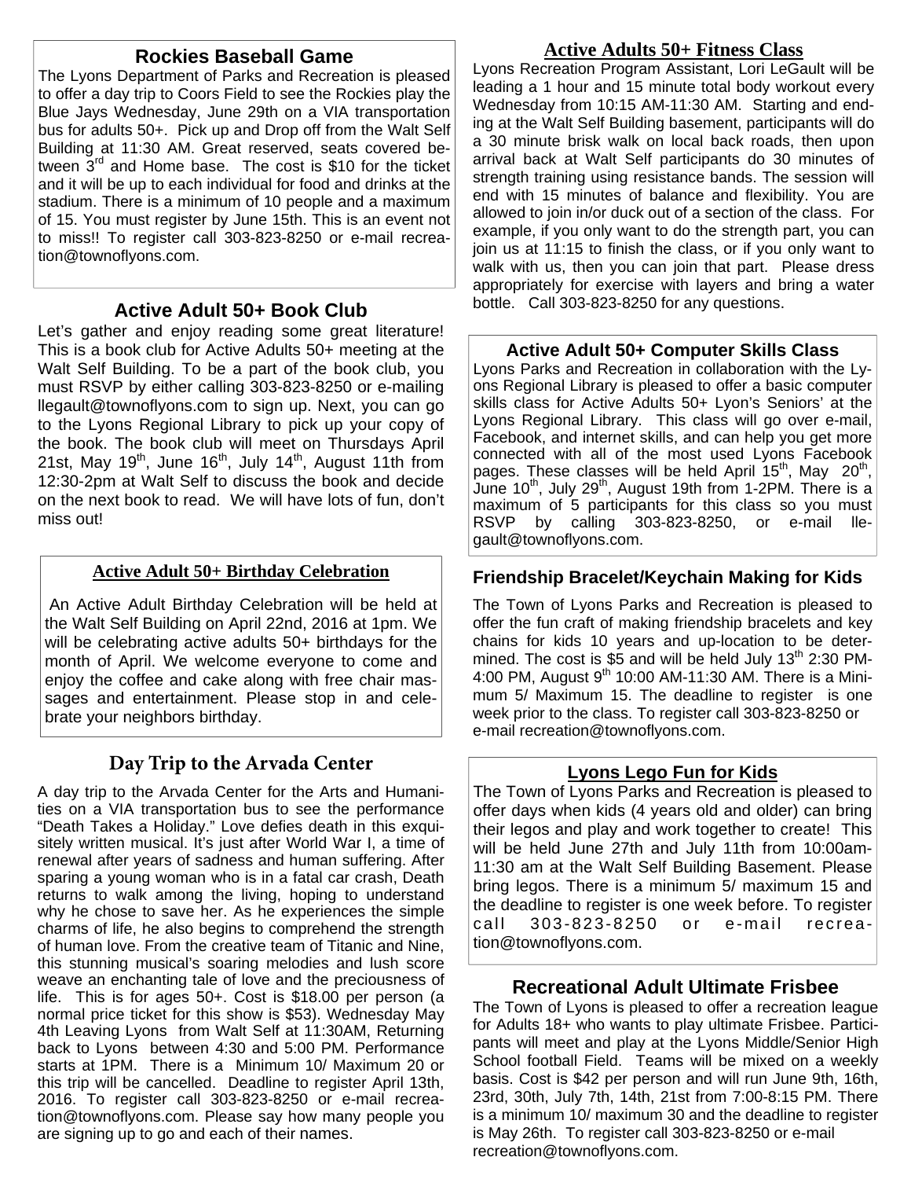## Rockies Baseball Game

The Lyons Department of Parks and Recreation is pleased to offer a day trip to Coors Field to see the Rockies play the Blue Jays Wednesday, June 29th on a VIA transportation bus for adults 50+. Pick up and Drop off from the Walt Self Building at 11:30 AM. Great reserved, seats covered between 3rd and Home base. The cost is $10 for the ticket and it will be up to each individual for food and drinks at the stadium. There is a minimum of 10 people and a maximum of 15. You must register by June 15th. This is an event not to miss!! To register call 303-823-8250 or e-mail recreation@townoflyons.com.

## Active Adult 50+ Book Club

Let's gather and enjoy reading some great literature! This is a book club for Active Adults 50+ meeting at the Walt Self Building. To be a part of the book club, you must RSVP by either calling 303-823-8250 or e-mailing llegault@townoflyons.com to sign up. Next, you can go to the Lyons Regional Library to pick up your copy of the book. The book club will meet on Thursdays April 21st, May 19th, June 16th, July 14th, August 11th from 12:30-2pm at Walt Self to discuss the book and decide on the next book to read. We will have lots of fun, don't miss out!

## Active Adult 50+ Birthday Celebration

An Active Adult Birthday Celebration will be held at the Walt Self Building on April 22nd, 2016 at 1pm. We will be celebrating active adults 50+ birthdays for the month of April. We welcome everyone to come and enjoy the coffee and cake along with free chair massages and entertainment. Please stop in and celebrate your neighbors birthday.

## Day Trip to the Arvada Center

A day trip to the Arvada Center for the Arts and Humanities on a VIA transportation bus to see the performance "Death Takes a Holiday." Love defies death in this exquisitely written musical. It's just after World War I, a time of renewal after years of sadness and human suffering. After sparing a young woman who is in a fatal car crash, Death returns to walk among the living, hoping to understand why he chose to save her. As he experiences the simple charms of life, he also begins to comprehend the strength of human love. From the creative team of Titanic and Nine, this stunning musical's soaring melodies and lush score weave an enchanting tale of love and the preciousness of life. This is for ages 50+. Cost is $18.00 per person (a normal price ticket for this show is $53). Wednesday May 4th Leaving Lyons from Walt Self at 11:30AM, Returning back to Lyons between 4:30 and 5:00 PM. Performance starts at 1PM. There is a Minimum 10/ Maximum 20 or this trip will be cancelled. Deadline to register April 13th, 2016. To register call 303-823-8250 or e-mail recreation@townoflyons.com. Please say how many people you are signing up to go and each of their names.

## Active Adults 50+ Fitness Class

Lyons Recreation Program Assistant, Lori LeGault will be leading a 1 hour and 15 minute total body workout every Wednesday from 10:15 AM-11:30 AM. Starting and ending at the Walt Self Building basement, participants will do a 30 minute brisk walk on local back roads, then upon arrival back at Walt Self participants do 30 minutes of strength training using resistance bands. The session will end with 15 minutes of balance and flexibility. You are allowed to join in/or duck out of a section of the class. For example, if you only want to do the strength part, you can join us at 11:15 to finish the class, or if you only want to walk with us, then you can join that part. Please dress appropriately for exercise with layers and bring a water bottle. Call 303-823-8250 for any questions.

## Active Adult 50+ Computer Skills Class

Lyons Parks and Recreation in collaboration with the Lyons Regional Library is pleased to offer a basic computer skills class for Active Adults 50+ Lyon's Seniors' at the Lyons Regional Library. This class will go over e-mail, Facebook, and internet skills, and can help you get more connected with all of the most used Lyons Facebook pages. These classes will be held April 15th, May 20th, June 10th, July 29th, August 19th from 1-2PM. There is a maximum of 5 participants for this class so you must RSVP by calling 303-823-8250, or e-mail llegault@townoflyons.com.

## Friendship Bracelet/Keychain Making for Kids

The Town of Lyons Parks and Recreation is pleased to offer the fun craft of making friendship bracelets and key chains for kids 10 years and up-location to be determined. The cost is $5 and will be held July 13th 2:30 PM-4:00 PM, August 9th 10:00 AM-11:30 AM. There is a Minimum 5/ Maximum 15. The deadline to register is one week prior to the class. To register call 303-823-8250 or e-mail recreation@townoflyons.com.

## Lyons Lego Fun for Kids

The Town of Lyons Parks and Recreation is pleased to offer days when kids (4 years old and older) can bring their legos and play and work together to create! This will be held June 27th and July 11th from 10:00am-11:30 am at the Walt Self Building Basement. Please bring legos. There is a minimum 5/ maximum 15 and the deadline to register is one week before. To register call 303-823-8250 or e-mail recreation@townoflyons.com.

## Recreational Adult Ultimate Frisbee

The Town of Lyons is pleased to offer a recreation league for Adults 18+ who wants to play ultimate Frisbee. Participants will meet and play at the Lyons Middle/Senior High School football Field. Teams will be mixed on a weekly basis. Cost is $42 per person and will run June 9th, 16th, 23rd, 30th, July 7th, 14th, 21st from 7:00-8:15 PM. There is a minimum 10/ maximum 30 and the deadline to register is May 26th. To register call 303-823-8250 or e-mail recreation@townoflyons.com.